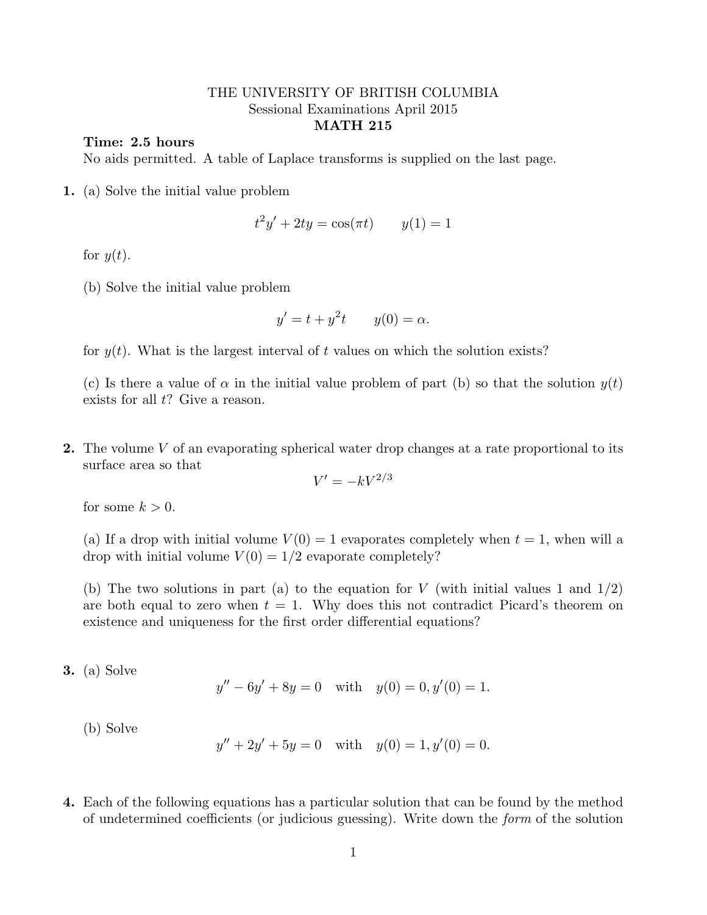THE UNIVERSITY OF BRITISH COLUMBIA
Sessional Examinations April 2015
**MATH 215**

**Time: 2.5 hours**
No aids permitted. A table of Laplace transforms is supplied on the last page.

**1.** (a) Solve the initial value problem

$$t^2 y' + 2ty = \cos(\pi t) \qquad y(1) = 1$$

for $y(t)$.

(b) Solve the initial value problem

$$y' = t + y^2 t \qquad y(0) = \alpha.$$

for $y(t)$. What is the largest interval of $t$ values on which the solution exists?

(c) Is there a value of $\alpha$ in the initial value problem of part (b) so that the solution $y(t)$ exists for all $t$? Give a reason.

**2.** The volume $V$ of an evaporating spherical water drop changes at a rate proportional to its surface area so that

$$V' = -kV^{2/3}$$

for some $k > 0$.

(a) If a drop with initial volume $V(0) = 1$ evaporates completely when $t = 1$, when will a drop with initial volume $V(0) = 1/2$ evaporate completely?

(b) The two solutions in part (a) to the equation for $V$ (with initial values 1 and 1/2) are both equal to zero when $t = 1$. Why does this not contradict Picard's theorem on existence and uniqueness for the first order differential equations?

**3.** (a) Solve

$$y'' - 6y' + 8y = 0 \quad \text{with} \quad y(0) = 0, y'(0) = 1.$$

(b) Solve

$$y'' + 2y' + 5y = 0 \quad \text{with} \quad y(0) = 1, y'(0) = 0.$$

**4.** Each of the following equations has a particular solution that can be found by the method of undetermined coefficients (or judicious guessing). Write down the *form* of the solution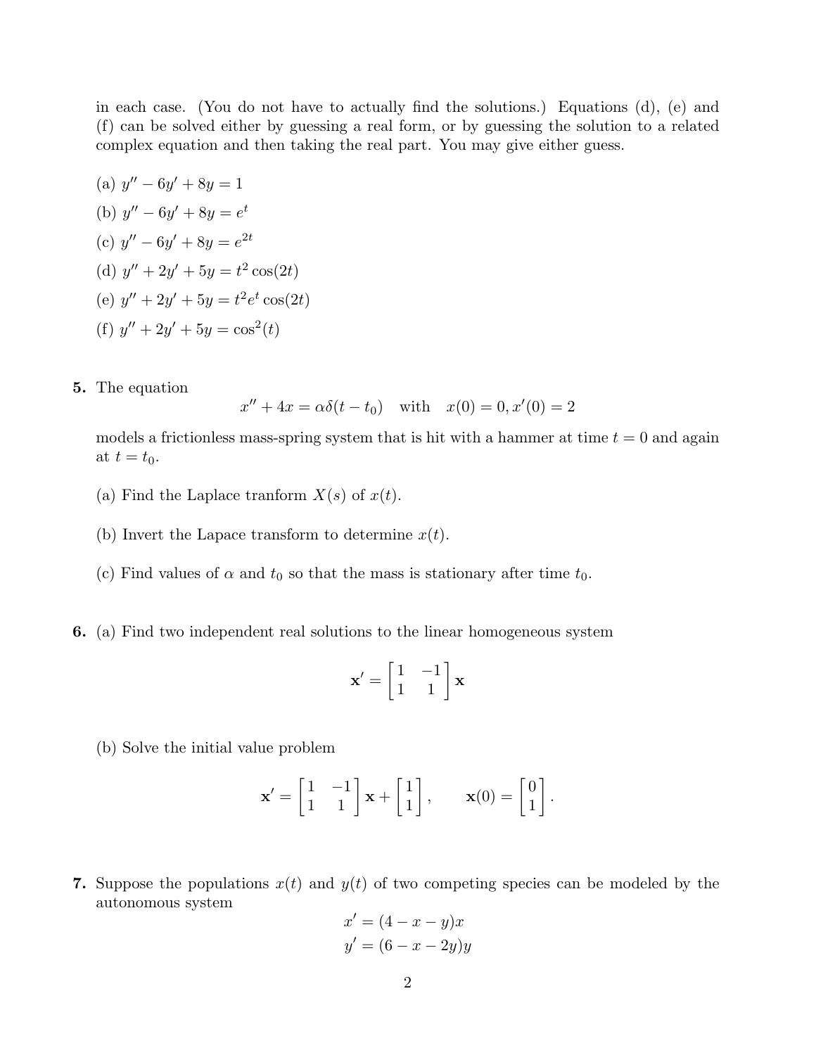in each case. (You do not have to actually find the solutions.) Equations (d), (e) and (f) can be solved either by guessing a real form, or by guessing the solution to a related complex equation and then taking the real part. You may give either guess.

(a) $y'' - 6y' + 8y = 1$

(b) $y'' - 6y' + 8y = e^t$

(c) $y'' - 6y' + 8y = e^{2t}$

(d) $y'' + 2y' + 5y = t^2 \cos(2t)$

(e) $y'' + 2y' + 5y = t^2 e^t \cos(2t)$

(f) $y'' + 2y' + 5y = \cos^2(t)$

**5.** The equation

$$x'' + 4x = \alpha\delta(t - t_0) \quad \text{with} \quad x(0) = 0, x'(0) = 2$$

models a frictionless mass-spring system that is hit with a hammer at time $t = 0$ and again at $t = t_0$.

(a) Find the Laplace tranform $X(s)$ of $x(t)$.

(b) Invert the Lapace transform to determine $x(t)$.

(c) Find values of $\alpha$ and $t_0$ so that the mass is stationary after time $t_0$.

**6.** (a) Find two independent real solutions to the linear homogeneous system

$$\mathbf{x}' = \begin{bmatrix} 1 & -1 \\ 1 & 1 \end{bmatrix} \mathbf{x}$$

(b) Solve the initial value problem

$$\mathbf{x}' = \begin{bmatrix} 1 & -1 \\ 1 & 1 \end{bmatrix} \mathbf{x} + \begin{bmatrix} 1 \\ 1 \end{bmatrix}, \qquad \mathbf{x}(0) = \begin{bmatrix} 0 \\ 1 \end{bmatrix}.$$

**7.** Suppose the populations $x(t)$ and $y(t)$ of two competing species can be modeled by the autonomous system

$$x' = (4 - x - y)x$$
$$y' = (6 - x - 2y)y$$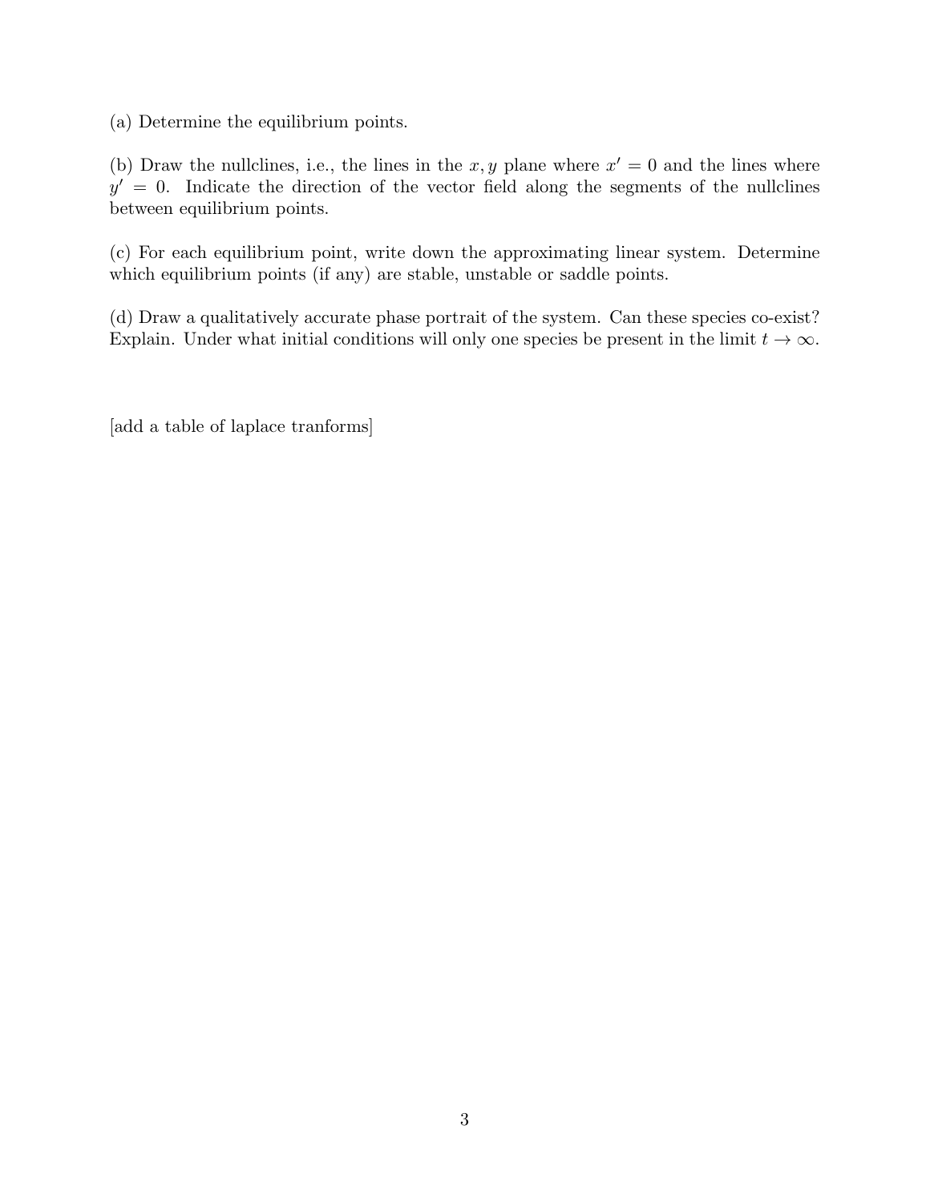(a) Determine the equilibrium points.

(b) Draw the nullclines, i.e., the lines in the $x, y$ plane where $x' = 0$ and the lines where $y' = 0$. Indicate the direction of the vector field along the segments of the nullclines between equilibrium points.

(c) For each equilibrium point, write down the approximating linear system. Determine which equilibrium points (if any) are stable, unstable or saddle points.

(d) Draw a qualitatively accurate phase portrait of the system. Can these species co-exist? Explain. Under what initial conditions will only one species be present in the limit $t \to \infty$.

[add a table of laplace tranforms]